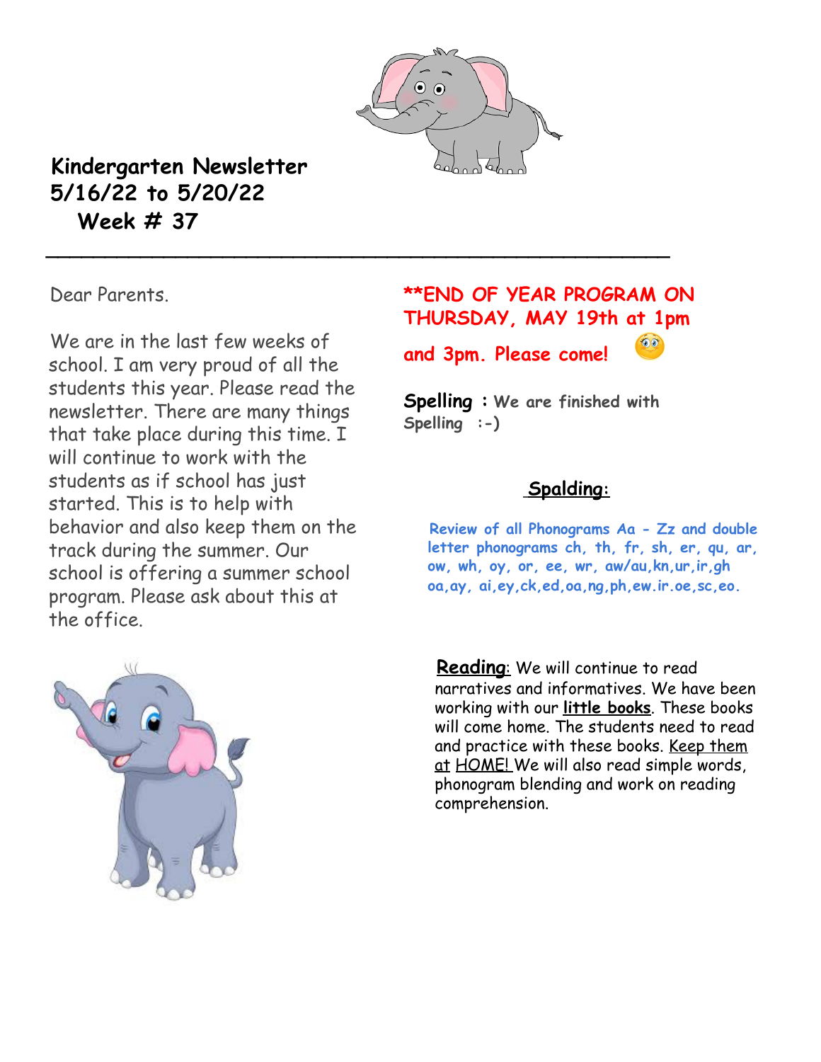# Kindergarten Newsletter
## 5/16/22 to 5/20/22
## Week # 37

---

Dear Parents.

We are in the last few weeks of school. I am very proud of all the students this year. Please read the newsletter. There are many things that take place during this time. I will continue to work with the students as if school has just started. This is to help with behavior and also keep them on the track during the summer. Our school is offering a summer school program. Please ask about this at the office.

**\*\*END OF YEAR PROGRAM ON THURSDAY, MAY 19th at 1pm and 3pm. Please come!**

**Spelling** : We are finished with Spelling :-)

**Spalding:**

Review of all Phonograms Aa - Zz and double letter phonograms ch, th, fr, sh, er, qu, ar, ow, wh, oy, or, ee, wr, aw/au,kn,ur,ir,gh oa,ay, ai,ey,ck,ed,oa,ng,ph,ew.ir.oe,sc,eo.

**Reading**: We will continue to read narratives and informatives. We have been working with our **little books**. These books will come home. The students need to read and practice with these books. Keep them at HOME! We will also read simple words, phonogram blending and work on reading comprehension.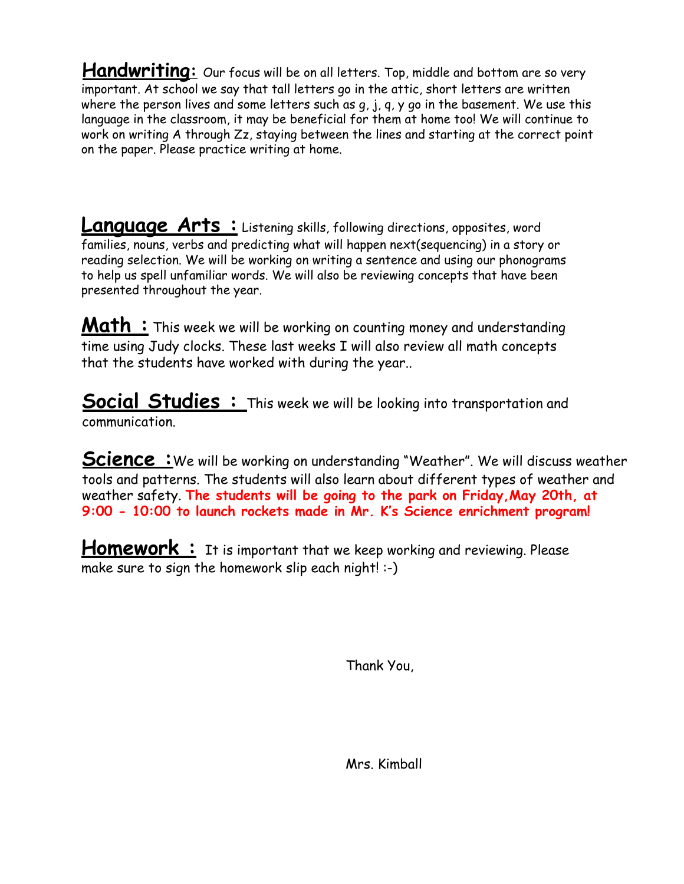**Handwriting:** Our focus will be on all letters. Top, middle and bottom are so very important. At school we say that tall letters go in the attic, short letters are written where the person lives and some letters such as g, j, q, y go in the basement. We use this language in the classroom, it may be beneficial for them at home too! We will continue to work on writing A through Zz, staying between the lines and starting at the correct point on the paper. Please practice writing at home.

**Language Arts :** Listening skills, following directions, opposites, word families, nouns, verbs and predicting what will happen next(sequencing) in a story or reading selection. We will be working on writing a sentence and using our phonograms to help us spell unfamiliar words. We will also be reviewing concepts that have been presented throughout the year.

**Math :** This week we will be working on counting money and understanding time using Judy clocks. These last weeks I will also review all math concepts that the students have worked with during the year..

**Social Studies :** This week we will be looking into transportation and communication.

**Science :** We will be working on understanding "Weather". We will discuss weather tools and patterns. The students will also learn about different types of weather and weather safety. **The students will be going to the park on Friday,May 20th, at 9:00 - 10:00 to launch rockets made in Mr. K's Science enrichment program!**

**Homework :** It is important that we keep working and reviewing. Please make sure to sign the homework slip each night! :-)

Thank You,

Mrs. Kimball